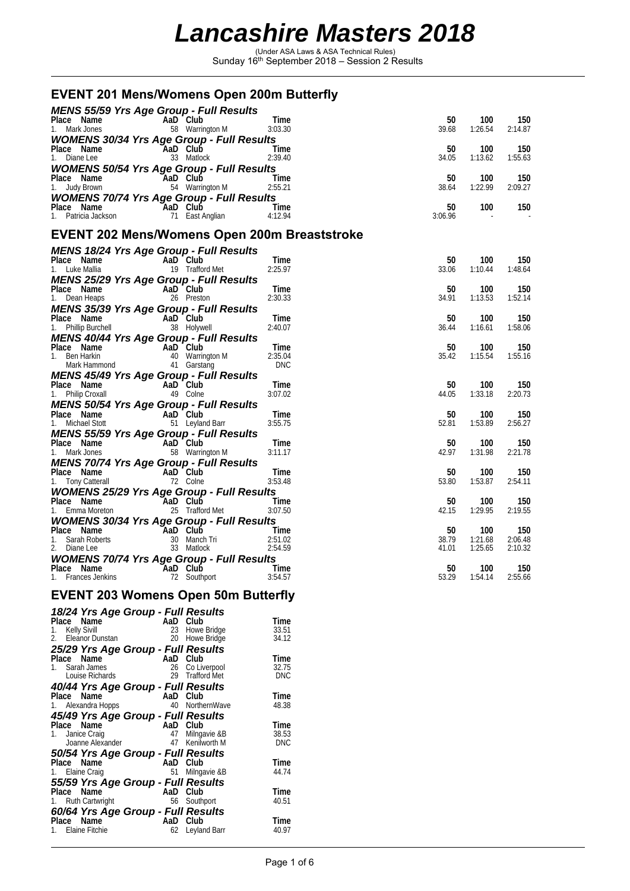# Lancashire Masters 2018

(Under ASA Laws & ASA Technical Rules)
Sunday 16th September 2018 – Session 2 Results

## EVENT 201 Mens/Womens Open 200m Butterfly

### MENS 55/59 Yrs Age Group - Full Results

| Place | Name | AaD | Club | Time | 50 | 100 | 150 |
|---|---|---|---|---|---|---|---|
| 1. | Mark Jones | 58 | Warrington M | 3:03.30 | 39.68 | 1:26.54 | 2:14.87 |

### WOMENS 30/34 Yrs Age Group - Full Results

| Place | Name | AaD | Club | Time | 50 | 100 | 150 |
|---|---|---|---|---|---|---|---|
| 1. | Diane Lee | 33 | Matlock | 2:39.40 | 34.05 | 1:13.62 | 1:55.63 |

### WOMENS 50/54 Yrs Age Group - Full Results

| Place | Name | AaD | Club | Time | 50 | 100 | 150 |
|---|---|---|---|---|---|---|---|
| 1. | Judy Brown | 54 | Warrington M | 2:55.21 | 38.64 | 1:22.99 | 2:09.27 |

### WOMENS 70/74 Yrs Age Group - Full Results

| Place | Name | AaD | Club | Time | 50 | 100 | 150 |
|---|---|---|---|---|---|---|---|
| 1. | Patricia Jackson | 71 | East Anglian | 4:12.94 | 3:06.96 | - | - |

## EVENT 202 Mens/Womens Open 200m Breaststroke

### MENS 18/24 Yrs Age Group - Full Results

| Place | Name | AaD | Club | Time | 50 | 100 | 150 |
|---|---|---|---|---|---|---|---|
| 1. | Luke Mallia | 19 | Trafford Met | 2:25.97 | 33.06 | 1:10.44 | 1:48.64 |

### MENS 25/29 Yrs Age Group - Full Results

| Place | Name | AaD | Club | Time | 50 | 100 | 150 |
|---|---|---|---|---|---|---|---|
| 1. | Dean Heaps | 26 | Preston | 2:30.33 | 34.91 | 1:13.53 | 1:52.14 |

### MENS 35/39 Yrs Age Group - Full Results

| Place | Name | AaD | Club | Time | 50 | 100 | 150 |
|---|---|---|---|---|---|---|---|
| 1. | Phillip Burchell | 38 | Holywell | 2:40.07 | 36.44 | 1:16.61 | 1:58.06 |

### MENS 40/44 Yrs Age Group - Full Results

| Place | Name | AaD | Club | Time | 50 | 100 | 150 |
|---|---|---|---|---|---|---|---|
| 1. | Ben Harkin | 40 | Warrington M | 2:35.04 | 35.42 | 1:15.54 | 1:55.16 |
| | Mark Hammond | 41 | Garstang | DNC | | | |

### MENS 45/49 Yrs Age Group - Full Results

| Place | Name | AaD | Club | Time | 50 | 100 | 150 |
|---|---|---|---|---|---|---|---|
| 1. | Philip Croxall | 49 | Colne | 3:07.02 | 44.05 | 1:33.18 | 2:20.73 |

### MENS 50/54 Yrs Age Group - Full Results

| Place | Name | AaD | Club | Time | 50 | 100 | 150 |
|---|---|---|---|---|---|---|---|
| 1. | Michael Stott | 51 | Leyland Barr | 3:55.75 | 52.81 | 1:53.89 | 2:56.27 |

### MENS 55/59 Yrs Age Group - Full Results

| Place | Name | AaD | Club | Time | 50 | 100 | 150 |
|---|---|---|---|---|---|---|---|
| 1. | Mark Jones | 58 | Warrington M | 3:11.17 | 42.97 | 1:31.98 | 2:21.78 |

### MENS 70/74 Yrs Age Group - Full Results

| Place | Name | AaD | Club | Time | 50 | 100 | 150 |
|---|---|---|---|---|---|---|---|
| 1. | Tony Catterall | 72 | Colne | 3:53.48 | 53.80 | 1:53.87 | 2:54.11 |

### WOMENS 25/29 Yrs Age Group - Full Results

| Place | Name | AaD | Club | Time | 50 | 100 | 150 |
|---|---|---|---|---|---|---|---|
| 1. | Emma Moreton | 25 | Trafford Met | 3:07.50 | 42.15 | 1:29.95 | 2:19.55 |

### WOMENS 30/34 Yrs Age Group - Full Results

| Place | Name | AaD | Club | Time | 50 | 100 | 150 |
|---|---|---|---|---|---|---|---|
| 1. | Sarah Roberts | 30 | Manch Tri | 2:51.02 | 38.79 | 1:21.68 | 2:06.48 |
| 2. | Diane Lee | 33 | Matlock | 2:54.59 | 41.01 | 1:25.65 | 2:10.32 |

### WOMENS 70/74 Yrs Age Group - Full Results

| Place | Name | AaD | Club | Time | 50 | 100 | 150 |
|---|---|---|---|---|---|---|---|
| 1. | Frances Jenkins | 72 | Southport | 3:54.57 | 53.29 | 1:54.14 | 2:55.66 |

## EVENT 203 Womens Open 50m Butterfly

### 18/24 Yrs Age Group - Full Results

| Place | Name | AaD | Club | Time |
|---|---|---|---|---|
| 1. | Kelly Sivill | 23 | Howe Bridge | 33.51 |
| 2. | Eleanor Dunstan | 20 | Howe Bridge | 34.12 |

### 25/29 Yrs Age Group - Full Results

| Place | Name | AaD | Club | Time |
|---|---|---|---|---|
| 1. | Sarah James | 26 | Co Liverpool | 32.75 |
| | Louise Richards | 29 | Trafford Met | DNC |

### 40/44 Yrs Age Group - Full Results

| Place | Name | AaD | Club | Time |
|---|---|---|---|---|
| 1. | Alexandra Hopps | 40 | NorthernWave | 48.38 |

### 45/49 Yrs Age Group - Full Results

| Place | Name | AaD | Club | Time |
|---|---|---|---|---|
| 1. | Janice Craig | 47 | Milngavie &B | 38.53 |
| | Joanne Alexander | 47 | Kenilworth M | DNC |

### 50/54 Yrs Age Group - Full Results

| Place | Name | AaD | Club | Time |
|---|---|---|---|---|
| 1. | Elaine Craig | 51 | Milngavie &B | 44.74 |

### 55/59 Yrs Age Group - Full Results

| Place | Name | AaD | Club | Time |
|---|---|---|---|---|
| 1. | Ruth Cartwright | 56 | Southport | 40.51 |

### 60/64 Yrs Age Group - Full Results

| Place | Name | AaD | Club | Time |
|---|---|---|---|---|
| 1. | Elaine Fitchie | 62 | Leyland Barr | 40.97 |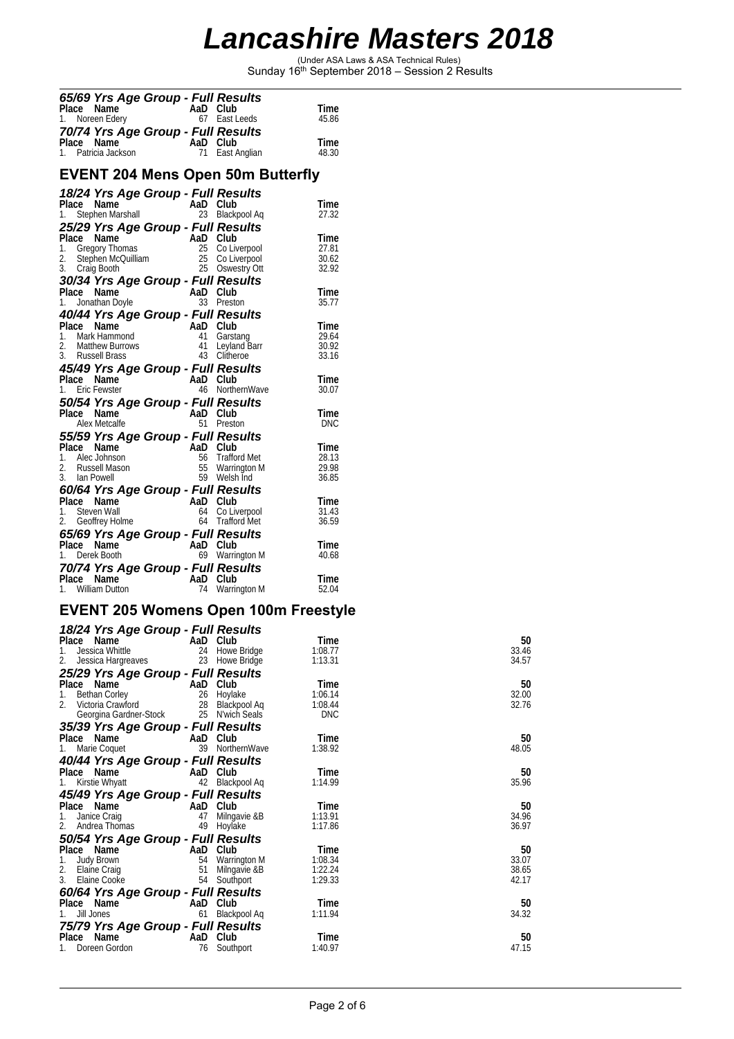// Lancashire Masters 2018

(Under ASA Laws & ASA Technical Rules)
Sunday 16th September 2018 – Session 2 Results

### 65/69 Yrs Age Group - Full Results

| Place | Name | AaD | Club | Time |
|---|---|---|---|---|
| 1. | Noreen Edery | 67 | East Leeds | 45.86 |

### 70/74 Yrs Age Group - Full Results

| Place | Name | AaD | Club | Time |
|---|---|---|---|---|
| 1. | Patricia Jackson | 71 | East Anglian | 48.30 |

## EVENT 204 Mens Open 50m Butterfly

### 18/24 Yrs Age Group - Full Results

| Place | Name | AaD | Club | Time |
|---|---|---|---|---|
| 1. | Stephen Marshall | 23 | Blackpool Aq | 27.32 |

### 25/29 Yrs Age Group - Full Results

| Place | Name | AaD | Club | Time |
|---|---|---|---|---|
| 1. | Gregory Thomas | 25 | Co Liverpool | 27.81 |
| 2. | Stephen McQuilliam | 25 | Co Liverpool | 30.62 |
| 3. | Craig Booth | 25 | Oswestry Ott | 32.92 |

### 30/34 Yrs Age Group - Full Results

| Place | Name | AaD | Club | Time |
|---|---|---|---|---|
| 1. | Jonathan Doyle | 33 | Preston | 35.77 |

### 40/44 Yrs Age Group - Full Results

| Place | Name | AaD | Club | Time |
|---|---|---|---|---|
| 1. | Mark Hammond | 41 | Garstang | 29.64 |
| 2. | Matthew Burrows | 41 | Leyland Barr | 30.92 |
| 3. | Russell Brass | 43 | Clitheroe | 33.16 |

### 45/49 Yrs Age Group - Full Results

| Place | Name | AaD | Club | Time |
|---|---|---|---|---|
| 1. | Eric Fewster | 46 | NorthernWave | 30.07 |

### 50/54 Yrs Age Group - Full Results

| Place | Name | AaD | Club | Time |
|---|---|---|---|---|
| | Alex Metcalfe | 51 | Preston | DNC |

### 55/59 Yrs Age Group - Full Results

| Place | Name | AaD | Club | Time |
|---|---|---|---|---|
| 1. | Alec Johnson | 56 | Trafford Met | 28.13 |
| 2. | Russell Mason | 55 | Warrington M | 29.98 |
| 3. | Ian Powell | 59 | Welsh Ind | 36.85 |

### 60/64 Yrs Age Group - Full Results

| Place | Name | AaD | Club | Time |
|---|---|---|---|---|
| 1. | Steven Wall | 64 | Co Liverpool | 31.43 |
| 2. | Geoffrey Holme | 64 | Trafford Met | 36.59 |

### 65/69 Yrs Age Group - Full Results

| Place | Name | AaD | Club | Time |
|---|---|---|---|---|
| 1. | Derek Booth | 69 | Warrington M | 40.68 |

### 70/74 Yrs Age Group - Full Results

| Place | Name | AaD | Club | Time |
|---|---|---|---|---|
| 1. | William Dutton | 74 | Warrington M | 52.04 |

## EVENT 205 Womens Open 100m Freestyle

### 18/24 Yrs Age Group - Full Results

| Place | Name | AaD | Club | Time | 50 |
|---|---|---|---|---|---|
| 1. | Jessica Whittle | 24 | Howe Bridge | 1:08.77 | 33.46 |
| 2. | Jessica Hargreaves | 23 | Howe Bridge | 1:13.31 | 34.57 |

### 25/29 Yrs Age Group - Full Results

| Place | Name | AaD | Club | Time | 50 |
|---|---|---|---|---|---|
| 1. | Bethan Corley | 26 | Hoylake | 1:06.14 | 32.00 |
| 2. | Victoria Crawford | 28 | Blackpool Aq | 1:08.44 | 32.76 |
| | Georgina Gardner-Stock | 25 | N'wich Seals | DNC | |

### 35/39 Yrs Age Group - Full Results

| Place | Name | AaD | Club | Time | 50 |
|---|---|---|---|---|---|
| 1. | Marie Coquet | 39 | NorthernWave | 1:38.92 | 48.05 |

### 40/44 Yrs Age Group - Full Results

| Place | Name | AaD | Club | Time | 50 |
|---|---|---|---|---|---|
| 1. | Kirstie Whyatt | 42 | Blackpool Aq | 1:14.99 | 35.96 |

### 45/49 Yrs Age Group - Full Results

| Place | Name | AaD | Club | Time | 50 |
|---|---|---|---|---|---|
| 1. | Janice Craig | 47 | Milngavie &B | 1:13.91 | 34.96 |
| 2. | Andrea Thomas | 49 | Hoylake | 1:17.86 | 36.97 |

### 50/54 Yrs Age Group - Full Results

| Place | Name | AaD | Club | Time | 50 |
|---|---|---|---|---|---|
| 1. | Judy Brown | 54 | Warrington M | 1:08.34 | 33.07 |
| 2. | Elaine Craig | 51 | Milngavie &B | 1:22.24 | 38.65 |
| 3. | Elaine Cooke | 54 | Southport | 1:29.33 | 42.17 |

### 60/64 Yrs Age Group - Full Results

| Place | Name | AaD | Club | Time | 50 |
|---|---|---|---|---|---|
| 1. | Jill Jones | 61 | Blackpool Aq | 1:11.94 | 34.32 |

### 75/79 Yrs Age Group - Full Results

| Place | Name | AaD | Club | Time | 50 |
|---|---|---|---|---|---|
| 1. | Doreen Gordon | 76 | Southport | 1:40.97 | 47.15 |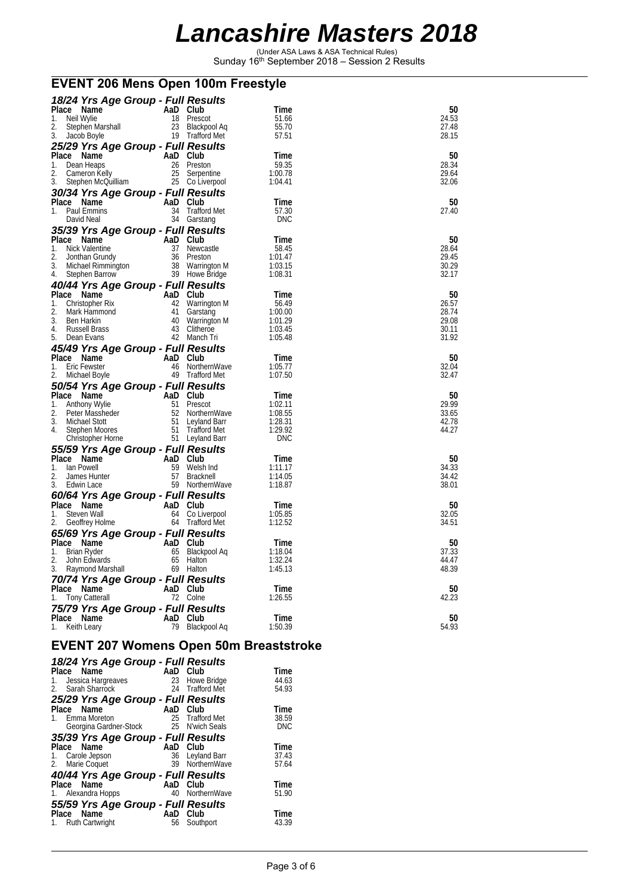# Lancashire Masters 2018

(Under ASA Laws & ASA Technical Rules)
Sunday 16th September 2018 – Session 2 Results

## EVENT 206 Mens Open 100m Freestyle

### 18/24 Yrs Age Group - Full Results

| Place | Name | AaD | Club | Time | 50 |
|---|---|---|---|---|---|
| 1. | Neil Wylie | 18 | Prescot | 51.66 | 24.53 |
| 2. | Stephen Marshall | 23 | Blackpool Aq | 55.70 | 27.48 |
| 3. | Jacob Boyle | 19 | Trafford Met | 57.51 | 28.15 |

### 25/29 Yrs Age Group - Full Results

| Place | Name | AaD | Club | Time | 50 |
|---|---|---|---|---|---|
| 1. | Dean Heaps | 26 | Preston | 59.35 | 28.34 |
| 2. | Cameron Kelly | 25 | Serpentine | 1:00.78 | 29.64 |
| 3. | Stephen McQuilliam | 25 | Co Liverpool | 1:04.41 | 32.06 |

### 30/34 Yrs Age Group - Full Results

| Place | Name | AaD | Club | Time | 50 |
|---|---|---|---|---|---|
| 1. | Paul Emmins | 34 | Trafford Met | 57.30 | 27.40 |
| | David Neal | 34 | Garstang | DNC | |

### 35/39 Yrs Age Group - Full Results

| Place | Name | AaD | Club | Time | 50 |
|---|---|---|---|---|---|
| 1. | Nick Valentine | 37 | Newcastle | 58.45 | 28.64 |
| 2. | Jonthan Grundy | 36 | Preston | 1:01.47 | 29.45 |
| 3. | Michael Rimmington | 38 | Warrington M | 1:03.15 | 30.29 |
| 4. | Stephen Barrow | 39 | Howe Bridge | 1:08.31 | 32.17 |

### 40/44 Yrs Age Group - Full Results

| Place | Name | AaD | Club | Time | 50 |
|---|---|---|---|---|---|
| 1. | Christopher Rix | 42 | Warrington M | 56.49 | 26.57 |
| 2. | Mark Hammond | 41 | Garstang | 1:00.00 | 28.74 |
| 3. | Ben Harkin | 40 | Warrington M | 1:01.29 | 29.08 |
| 4. | Russell Brass | 43 | Clitheroe | 1:03.45 | 30.11 |
| 5. | Dean Evans | 42 | Manch Tri | 1:05.48 | 31.92 |

### 45/49 Yrs Age Group - Full Results

| Place | Name | AaD | Club | Time | 50 |
|---|---|---|---|---|---|
| 1. | Eric Fewster | 46 | NorthernWave | 1:05.77 | 32.04 |
| 2. | Michael Boyle | 49 | Trafford Met | 1:07.50 | 32.47 |

### 50/54 Yrs Age Group - Full Results

| Place | Name | AaD | Club | Time | 50 |
|---|---|---|---|---|---|
| 1. | Anthony Wylie | 51 | Prescot | 1:02.11 | 29.99 |
| 2. | Peter Massheder | 52 | NorthernWave | 1:08.55 | 33.65 |
| 3. | Michael Stott | 51 | Leyland Barr | 1:28.31 | 42.78 |
| 4. | Stephen Moores | 51 | Trafford Met | 1:29.92 | 44.27 |
| | Christopher Horne | 51 | Leyland Barr | DNC | |

### 55/59 Yrs Age Group - Full Results

| Place | Name | AaD | Club | Time | 50 |
|---|---|---|---|---|---|
| 1. | Ian Powell | 59 | Welsh Ind | 1:11.17 | 34.33 |
| 2. | James Hunter | 57 | Bracknell | 1:14.05 | 34.42 |
| 3. | Edwin Lace | 59 | NorthernWave | 1:18.87 | 38.01 |

### 60/64 Yrs Age Group - Full Results

| Place | Name | AaD | Club | Time | 50 |
|---|---|---|---|---|---|
| 1. | Steven Wall | 64 | Co Liverpool | 1:05.85 | 32.05 |
| 2. | Geoffrey Holme | 64 | Trafford Met | 1:12.52 | 34.51 |

### 65/69 Yrs Age Group - Full Results

| Place | Name | AaD | Club | Time | 50 |
|---|---|---|---|---|---|
| 1. | Brian Ryder | 65 | Blackpool Aq | 1:18.04 | 37.33 |
| 2. | John Edwards | 65 | Halton | 1:32.24 | 44.47 |
| 3. | Raymond Marshall | 69 | Halton | 1:45.13 | 48.39 |

### 70/74 Yrs Age Group - Full Results

| Place | Name | AaD | Club | Time | 50 |
|---|---|---|---|---|---|
| 1. | Tony Catterall | 72 | Colne | 1:26.55 | 42.23 |

### 75/79 Yrs Age Group - Full Results

| Place | Name | AaD | Club | Time | 50 |
|---|---|---|---|---|---|
| 1. | Keith Leary | 79 | Blackpool Aq | 1:50.39 | 54.93 |

## EVENT 207 Womens Open 50m Breaststroke

### 18/24 Yrs Age Group - Full Results

| Place | Name | AaD | Club | Time |
|---|---|---|---|---|
| 1. | Jessica Hargreaves | 23 | Howe Bridge | 44.63 |
| 2. | Sarah Sharrock | 24 | Trafford Met | 54.93 |

### 25/29 Yrs Age Group - Full Results

| Place | Name | AaD | Club | Time |
|---|---|---|---|---|
| 1. | Emma Moreton | 25 | Trafford Met | 38.59 |
| | Georgina Gardner-Stock | 25 | N'wich Seals | DNC |

### 35/39 Yrs Age Group - Full Results

| Place | Name | AaD | Club | Time |
|---|---|---|---|---|
| 1. | Carole Jepson | 36 | Leyland Barr | 37.43 |
| 2. | Marie Coquet | 39 | NorthernWave | 57.64 |

### 40/44 Yrs Age Group - Full Results

| Place | Name | AaD | Club | Time |
|---|---|---|---|---|
| 1. | Alexandra Hopps | 40 | NorthernWave | 51.90 |

### 55/59 Yrs Age Group - Full Results

| Place | Name | AaD | Club | Time |
|---|---|---|---|---|
| 1. | Ruth Cartwright | 56 | Southport | 43.39 |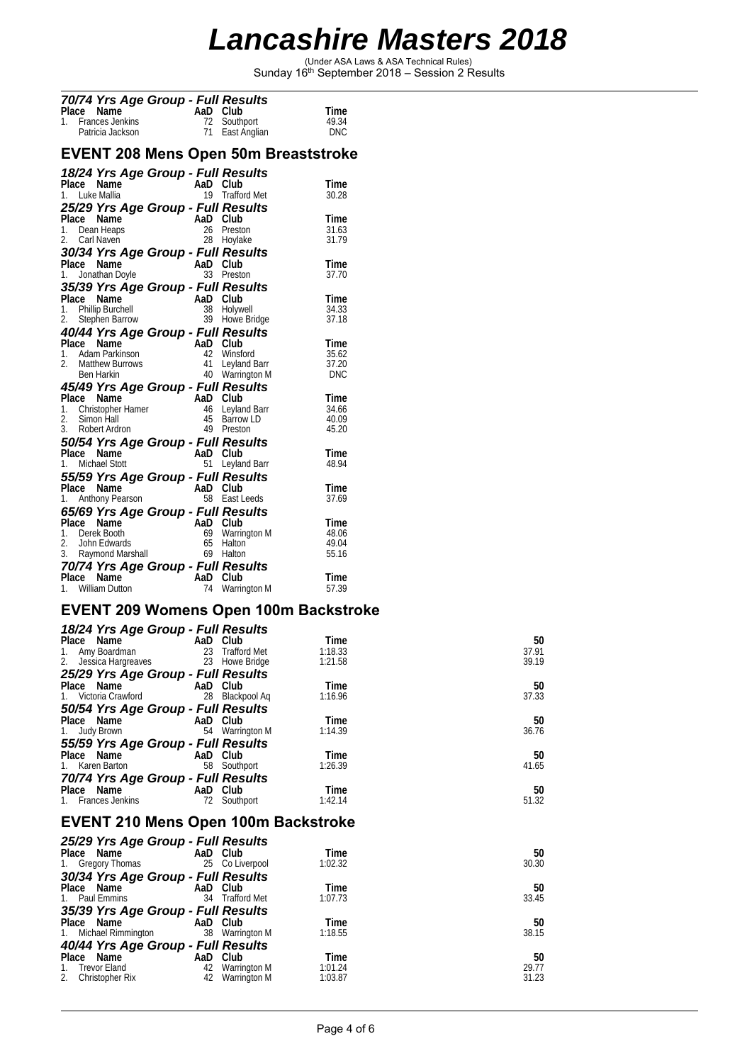# Lancashire Masters 2018

(Under ASA Laws & ASA Technical Rules)
Sunday 16th September 2018 – Session 2 Results

### 70/74 Yrs Age Group - Full Results

| Place | Name | AaD | Club | Time |
|---|---|---|---|---|
| 1. | Frances Jenkins | 72 | Southport | 49.34 |
| | Patricia Jackson | 71 | East Anglian | DNC |

## EVENT 208 Mens Open 50m Breaststroke

### 18/24 Yrs Age Group - Full Results

| Place | Name | AaD | Club | Time |
|---|---|---|---|---|
| 1. | Luke Mallia | 19 | Trafford Met | 30.28 |

### 25/29 Yrs Age Group - Full Results

| Place | Name | AaD | Club | Time |
|---|---|---|---|---|
| 1. | Dean Heaps | 26 | Preston | 31.63 |
| 2. | Carl Naven | 28 | Hoylake | 31.79 |

### 30/34 Yrs Age Group - Full Results

| Place | Name | AaD | Club | Time |
|---|---|---|---|---|
| 1. | Jonathan Doyle | 33 | Preston | 37.70 |

### 35/39 Yrs Age Group - Full Results

| Place | Name | AaD | Club | Time |
|---|---|---|---|---|
| 1. | Phillip Burchell | 38 | Holywell | 34.33 |
| 2. | Stephen Barrow | 39 | Howe Bridge | 37.18 |

### 40/44 Yrs Age Group - Full Results

| Place | Name | AaD | Club | Time |
|---|---|---|---|---|
| 1. | Adam Parkinson | 42 | Winsford | 35.62 |
| 2. | Matthew Burrows | 41 | Leyland Barr | 37.20 |
| | Ben Harkin | 40 | Warrington M | DNC |

### 45/49 Yrs Age Group - Full Results

| Place | Name | AaD | Club | Time |
|---|---|---|---|---|
| 1. | Christopher Hamer | 46 | Leyland Barr | 34.66 |
| 2. | Simon Hall | 45 | Barrow LD | 40.09 |
| 3. | Robert Ardron | 49 | Preston | 45.20 |

### 50/54 Yrs Age Group - Full Results

| Place | Name | AaD | Club | Time |
|---|---|---|---|---|
| 1. | Michael Stott | 51 | Leyland Barr | 48.94 |

### 55/59 Yrs Age Group - Full Results

| Place | Name | AaD | Club | Time |
|---|---|---|---|---|
| 1. | Anthony Pearson | 58 | East Leeds | 37.69 |

### 65/69 Yrs Age Group - Full Results

| Place | Name | AaD | Club | Time |
|---|---|---|---|---|
| 1. | Derek Booth | 69 | Warrington M | 48.06 |
| 2. | John Edwards | 65 | Halton | 49.04 |
| 3. | Raymond Marshall | 69 | Halton | 55.16 |

### 70/74 Yrs Age Group - Full Results

| Place | Name | AaD | Club | Time |
|---|---|---|---|---|
| 1. | William Dutton | 74 | Warrington M | 57.39 |

## EVENT 209 Womens Open 100m Backstroke

### 18/24 Yrs Age Group - Full Results

| Place | Name | AaD | Club | Time | 50 |
|---|---|---|---|---|---|
| 1. | Amy Boardman | 23 | Trafford Met | 1:18.33 | 37.91 |
| 2. | Jessica Hargreaves | 23 | Howe Bridge | 1:21.58 | 39.19 |

### 25/29 Yrs Age Group - Full Results

| Place | Name | AaD | Club | Time | 50 |
|---|---|---|---|---|---|
| 1. | Victoria Crawford | 28 | Blackpool Aq | 1:16.96 | 37.33 |

### 50/54 Yrs Age Group - Full Results

| Place | Name | AaD | Club | Time | 50 |
|---|---|---|---|---|---|
| 1. | Judy Brown | 54 | Warrington M | 1:14.39 | 36.76 |

### 55/59 Yrs Age Group - Full Results

| Place | Name | AaD | Club | Time | 50 |
|---|---|---|---|---|---|
| 1. | Karen Barton | 58 | Southport | 1:26.39 | 41.65 |

### 70/74 Yrs Age Group - Full Results

| Place | Name | AaD | Club | Time | 50 |
|---|---|---|---|---|---|
| 1. | Frances Jenkins | 72 | Southport | 1:42.14 | 51.32 |

## EVENT 210 Mens Open 100m Backstroke

### 25/29 Yrs Age Group - Full Results

| Place | Name | AaD | Club | Time | 50 |
|---|---|---|---|---|---|
| 1. | Gregory Thomas | 25 | Co Liverpool | 1:02.32 | 30.30 |

### 30/34 Yrs Age Group - Full Results

| Place | Name | AaD | Club | Time | 50 |
|---|---|---|---|---|---|
| 1. | Paul Emmins | 34 | Trafford Met | 1:07.73 | 33.45 |

### 35/39 Yrs Age Group - Full Results

| Place | Name | AaD | Club | Time | 50 |
|---|---|---|---|---|---|
| 1. | Michael Rimmington | 38 | Warrington M | 1:18.55 | 38.15 |

### 40/44 Yrs Age Group - Full Results

| Place | Name | AaD | Club | Time | 50 |
|---|---|---|---|---|---|
| 1. | Trevor Eland | 42 | Warrington M | 1:01.24 | 29.77 |
| 2. | Christopher Rix | 42 | Warrington M | 1:03.87 | 31.23 |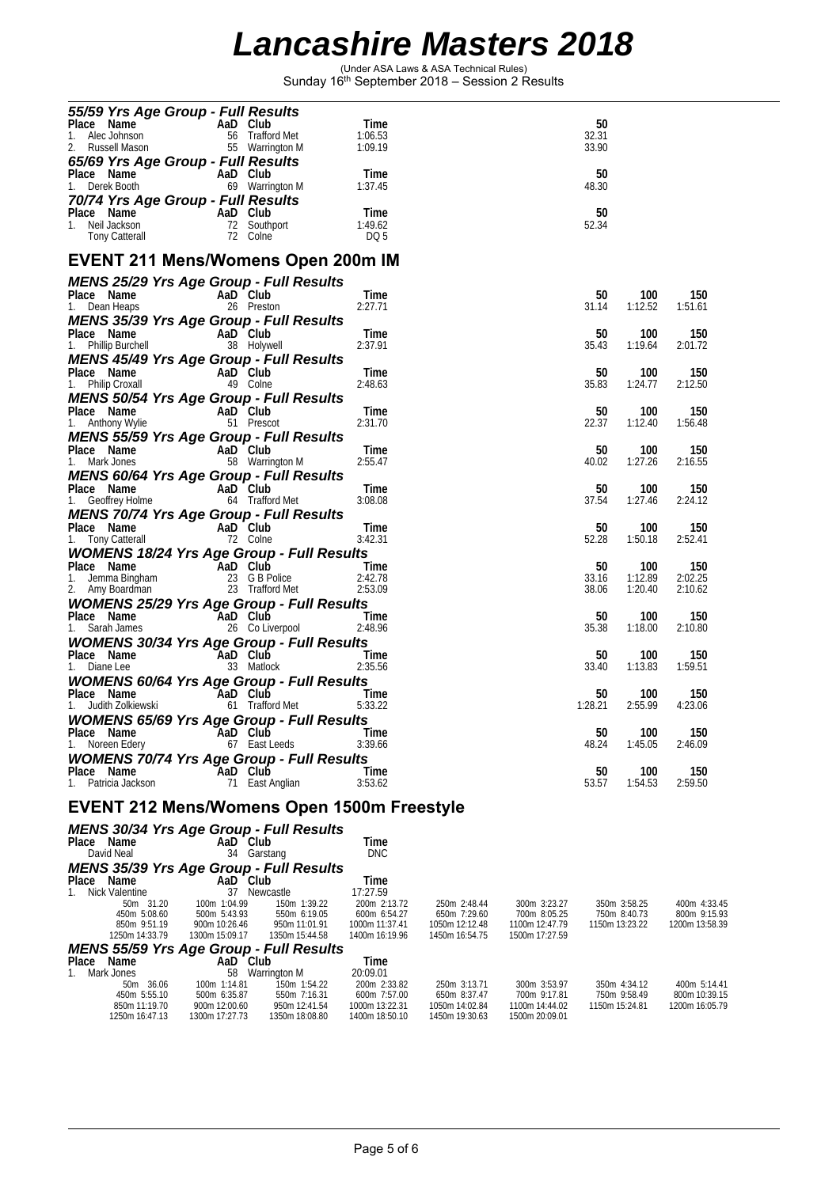# Lancashire Masters 2018

(Under ASA Laws & ASA Technical Rules)
Sunday 16th September 2018 – Session 2 Results

### 55/59 Yrs Age Group - Full Results

| Place | Name | AaD | Club | Time | 50 |
|---|---|---|---|---|---|
| 1. | Alec Johnson | 56 | Trafford Met | 1:06.53 | 32.31 |
| 2. | Russell Mason | 55 | Warrington M | 1:09.19 | 33.90 |

### 65/69 Yrs Age Group - Full Results

| Place | Name | AaD | Club | Time | 50 |
|---|---|---|---|---|---|
| 1. | Derek Booth | 69 | Warrington M | 1:37.45 | 48.30 |

### 70/74 Yrs Age Group - Full Results

| Place | Name | AaD | Club | Time | 50 |
|---|---|---|---|---|---|
| 1. | Neil Jackson | 72 | Southport | 1:49.62 | 52.34 |
| | Tony Catterall | 72 | Colne | DQ 5 | |

## EVENT 211 Mens/Womens Open 200m IM

### MENS 25/29 Yrs Age Group - Full Results

| Place | Name | AaD | Club | Time | 50 | 100 | 150 |
|---|---|---|---|---|---|---|---|
| 1. | Dean Heaps | 26 | Preston | 2:27.71 | 31.14 | 1:12.52 | 1:51.61 |

### MENS 35/39 Yrs Age Group - Full Results

| Place | Name | AaD | Club | Time | 50 | 100 | 150 |
|---|---|---|---|---|---|---|---|
| 1. | Phillip Burchell | 38 | Holywell | 2:37.91 | 35.43 | 1:19.64 | 2:01.72 |

### MENS 45/49 Yrs Age Group - Full Results

| Place | Name | AaD | Club | Time | 50 | 100 | 150 |
|---|---|---|---|---|---|---|---|
| 1. | Philip Croxall | 49 | Colne | 2:48.63 | 35.83 | 1:24.77 | 2:12.50 |

### MENS 50/54 Yrs Age Group - Full Results

| Place | Name | AaD | Club | Time | 50 | 100 | 150 |
|---|---|---|---|---|---|---|---|
| 1. | Anthony Wylie | 51 | Prescot | 2:31.70 | 22.37 | 1:12.40 | 1:56.48 |

### MENS 55/59 Yrs Age Group - Full Results

| Place | Name | AaD | Club | Time | 50 | 100 | 150 |
|---|---|---|---|---|---|---|---|
| 1. | Mark Jones | 58 | Warrington M | 2:55.47 | 40.02 | 1:27.26 | 2:16.55 |

### MENS 60/64 Yrs Age Group - Full Results

| Place | Name | AaD | Club | Time | 50 | 100 | 150 |
|---|---|---|---|---|---|---|---|
| 1. | Geoffrey Holme | 64 | Trafford Met | 3:08.08 | 37.54 | 1:27.46 | 2:24.12 |

### MENS 70/74 Yrs Age Group - Full Results

| Place | Name | AaD | Club | Time | 50 | 100 | 150 |
|---|---|---|---|---|---|---|---|
| 1. | Tony Catterall | 72 | Colne | 3:42.31 | 52.28 | 1:50.18 | 2:52.41 |

### WOMENS 18/24 Yrs Age Group - Full Results

| Place | Name | AaD | Club | Time | 50 | 100 | 150 |
|---|---|---|---|---|---|---|---|
| 1. | Jemma Bingham | 23 | G B Police | 2:42.78 | 33.16 | 1:12.89 | 2:02.25 |
| 2. | Amy Boardman | 23 | Trafford Met | 2:53.09 | 38.06 | 1:20.40 | 2:10.62 |

### WOMENS 25/29 Yrs Age Group - Full Results

| Place | Name | AaD | Club | Time | 50 | 100 | 150 |
|---|---|---|---|---|---|---|---|
| 1. | Sarah James | 26 | Co Liverpool | 2:48.96 | 35.38 | 1:18.00 | 2:10.80 |

### WOMENS 30/34 Yrs Age Group - Full Results

| Place | Name | AaD | Club | Time | 50 | 100 | 150 |
|---|---|---|---|---|---|---|---|
| 1. | Diane Lee | 33 | Matlock | 2:35.56 | 33.40 | 1:13.83 | 1:59.51 |

### WOMENS 60/64 Yrs Age Group - Full Results

| Place | Name | AaD | Club | Time | 50 | 100 | 150 |
|---|---|---|---|---|---|---|---|
| 1. | Judith Zolkiewski | 61 | Trafford Met | 5:33.22 | 1:28.21 | 2:55.99 | 4:23.06 |

### WOMENS 65/69 Yrs Age Group - Full Results

| Place | Name | AaD | Club | Time | 50 | 100 | 150 |
|---|---|---|---|---|---|---|---|
| 1. | Noreen Edery | 67 | East Leeds | 3:39.66 | 48.24 | 1:45.05 | 2:46.09 |

### WOMENS 70/74 Yrs Age Group - Full Results

| Place | Name | AaD | Club | Time | 50 | 100 | 150 |
|---|---|---|---|---|---|---|---|
| 1. | Patricia Jackson | 71 | East Anglian | 3:53.62 | 53.57 | 1:54.53 | 2:59.50 |

## EVENT 212 Mens/Womens Open 1500m Freestyle

### MENS 30/34 Yrs Age Group - Full Results

| Place | Name | AaD | Club | Time |
|---|---|---|---|---|
| | David Neal | 34 | Garstang | DNC |

### MENS 35/39 Yrs Age Group - Full Results

| Place | Name | AaD | Club | Time |
|---|---|---|---|---|
| 1. | Nick Valentine | 37 | Newcastle | 17:27.59 |

| | | | | | | | |
|---|---|---|---|---|---|---|---|
| 50m 31.20 | 100m 1:04.99 | 150m 1:39.22 | 200m 2:13.72 | 250m 2:48.44 | 300m 3:23.27 | 350m 3:58.25 | 400m 4:33.45 |
| 450m 5:08.60 | 500m 5:43.93 | 550m 6:19.05 | 600m 6:54.27 | 650m 7:29.60 | 700m 8:05.25 | 750m 8:40.73 | 800m 9:15.93 |
| 850m 9:51.19 | 900m 10:26.46 | 950m 11:01.91 | 1000m 11:37.41 | 1050m 12:12.48 | 1100m 12:47.79 | 1150m 13:23.22 | 1200m 13:58.39 |
| 1250m 14:33.79 | 1300m 15:09.17 | 1350m 15:44.58 | 1400m 16:19.96 | 1450m 16:54.75 | 1500m 17:27.59 | | |

### MENS 55/59 Yrs Age Group - Full Results

| Place | Name | AaD | Club | Time |
|---|---|---|---|---|
| 1. | Mark Jones | 58 | Warrington M | 20:09.01 |

| | | | | | | | |
|---|---|---|---|---|---|---|---|
| 50m 36.06 | 100m 1:14.81 | 150m 1:54.22 | 200m 2:33.82 | 250m 3:13.71 | 300m 3:53.97 | 350m 4:34.12 | 400m 5:14.41 |
| 450m 5:55.10 | 500m 6:35.87 | 550m 7:16.31 | 600m 7:57.00 | 650m 8:37.47 | 700m 9:17.81 | 750m 9:58.49 | 800m 10:39.15 |
| 850m 11:19.70 | 900m 12:00.60 | 950m 12:41.54 | 1000m 13:22.31 | 1050m 14:02.84 | 1100m 14:44.02 | 1150m 15:24.81 | 1200m 16:05.79 |
| 1250m 16:47.13 | 1300m 17:27.73 | 1350m 18:08.80 | 1400m 18:50.10 | 1450m 19:30.63 | 1500m 20:09.01 | | |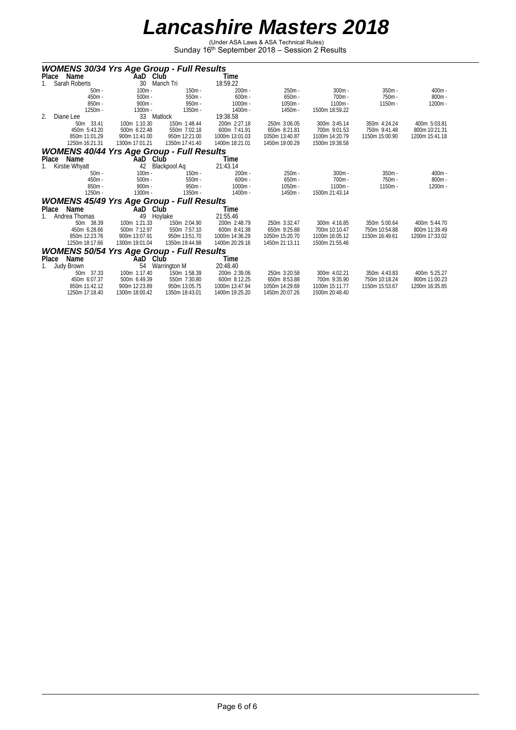# Lancashire Masters 2018

(Under ASA Laws & ASA Technical Rules)
Sunday 16th September 2018 – Session 2 Results

### WOMENS 30/34 Yrs Age Group - Full Results

| Place | Name | AaD | Club | Time |
|---|---|---|---|---|
| 1. | Sarah Roberts | 30 | Manch Tri | 18:59.22 |

| | | | | | | | |
|---|---|---|---|---|---|---|---|
| 50m - | 100m - | 150m - | 200m - | 250m - | 300m - | 350m - | 400m - |
| 450m - | 500m - | 550m - | 600m - | 650m - | 700m - | 750m - | 800m - |
| 850m - | 900m - | 950m - | 1000m - | 1050m - | 1100m - | 1150m - | 1200m - |
| 1250m - | 1300m - | 1350m - | 1400m - | 1450m - | 1500m 18:59.22 | | |

| Place | Name | AaD | Club | Time |
|---|---|---|---|---|
| 2. | Diane Lee | 33 | Matlock | 19:38.58 |

| | | | | | | | |
|---|---|---|---|---|---|---|---|
| 50m 33.41 | 100m 1:10.30 | 150m 1:48.44 | 200m 2:27.18 | 250m 3:06.05 | 300m 3:45.14 | 350m 4:24.24 | 400m 5:03.81 |
| 450m 5:43.20 | 500m 6:22.48 | 550m 7:02.18 | 600m 7:41.91 | 650m 8:21.81 | 700m 9:01.53 | 750m 9:41.48 | 800m 10:21.31 |
| 850m 11:01.29 | 900m 11:41.00 | 950m 12:21.00 | 1000m 13:01.03 | 1050m 13:40.87 | 1100m 14:20.79 | 1150m 15:00.90 | 1200m 15:41.18 |
| 1250m 16:21.31 | 1300m 17:01.21 | 1350m 17:41.40 | 1400m 18:21.01 | 1450m 19:00.29 | 1500m 19:38.58 | | |

### WOMENS 40/44 Yrs Age Group - Full Results

| Place | Name | AaD | Club | Time |
|---|---|---|---|---|
| 1. | Kirstie Whyatt | 42 | Blackpool Aq | 21:43.14 |

| | | | | | | | |
|---|---|---|---|---|---|---|---|
| 50m - | 100m - | 150m - | 200m - | 250m - | 300m - | 350m - | 400m - |
| 450m - | 500m - | 550m - | 600m - | 650m - | 700m - | 750m - | 800m - |
| 850m - | 900m - | 950m - | 1000m - | 1050m - | 1100m - | 1150m - | 1200m - |
| 1250m - | 1300m - | 1350m - | 1400m - | 1450m - | 1500m 21:43.14 | | |

### WOMENS 45/49 Yrs Age Group - Full Results

| Place | Name | AaD | Club | Time |
|---|---|---|---|---|
| 1. | Andrea Thomas | 49 | Hoylake | 21:55.46 |

| | | | | | | | |
|---|---|---|---|---|---|---|---|
| 50m 38.39 | 100m 1:21.33 | 150m 2:04.90 | 200m 2:48.79 | 250m 3:32.47 | 300m 4:16.85 | 350m 5:00.64 | 400m 5:44.70 |
| 450m 6:28.66 | 500m 7:12.97 | 550m 7:57.10 | 600m 8:41.38 | 650m 9:25.88 | 700m 10:10.47 | 750m 10:54.88 | 800m 11:39.49 |
| 850m 12:23.76 | 900m 13:07.91 | 950m 13:51.70 | 1000m 14:36.29 | 1050m 15:20.70 | 1100m 16:05.12 | 1150m 16:49.61 | 1200m 17:33.02 |
| 1250m 18:17.66 | 1300m 19:01.04 | 1350m 19:44.98 | 1400m 20:29.16 | 1450m 21:13.11 | 1500m 21:55.46 | | |

### WOMENS 50/54 Yrs Age Group - Full Results

| Place | Name | AaD | Club | Time |
|---|---|---|---|---|
| 1. | Judy Brown | 54 | Warrington M | 20:48.40 |

| | | | | | | | |
|---|---|---|---|---|---|---|---|
| 50m 37.33 | 100m 1:17.40 | 150m 1:58.39 | 200m 2:39.06 | 250m 3:20.58 | 300m 4:02.21 | 350m 4:43.83 | 400m 5:25.27 |
| 450m 6:07.37 | 500m 6:49.39 | 550m 7:30.80 | 600m 8:12.25 | 650m 8:53.88 | 700m 9:35.90 | 750m 10:18.24 | 800m 11:00.23 |
| 850m 11:42.12 | 900m 12:23.89 | 950m 13:05.75 | 1000m 13:47.94 | 1050m 14:29.69 | 1100m 15:11.77 | 1150m 15:53.67 | 1200m 16:35.85 |
| 1250m 17:18.40 | 1300m 18:00.42 | 1350m 18:43.01 | 1400m 19:25.20 | 1450m 20:07.26 | 1500m 20:48.40 | | |